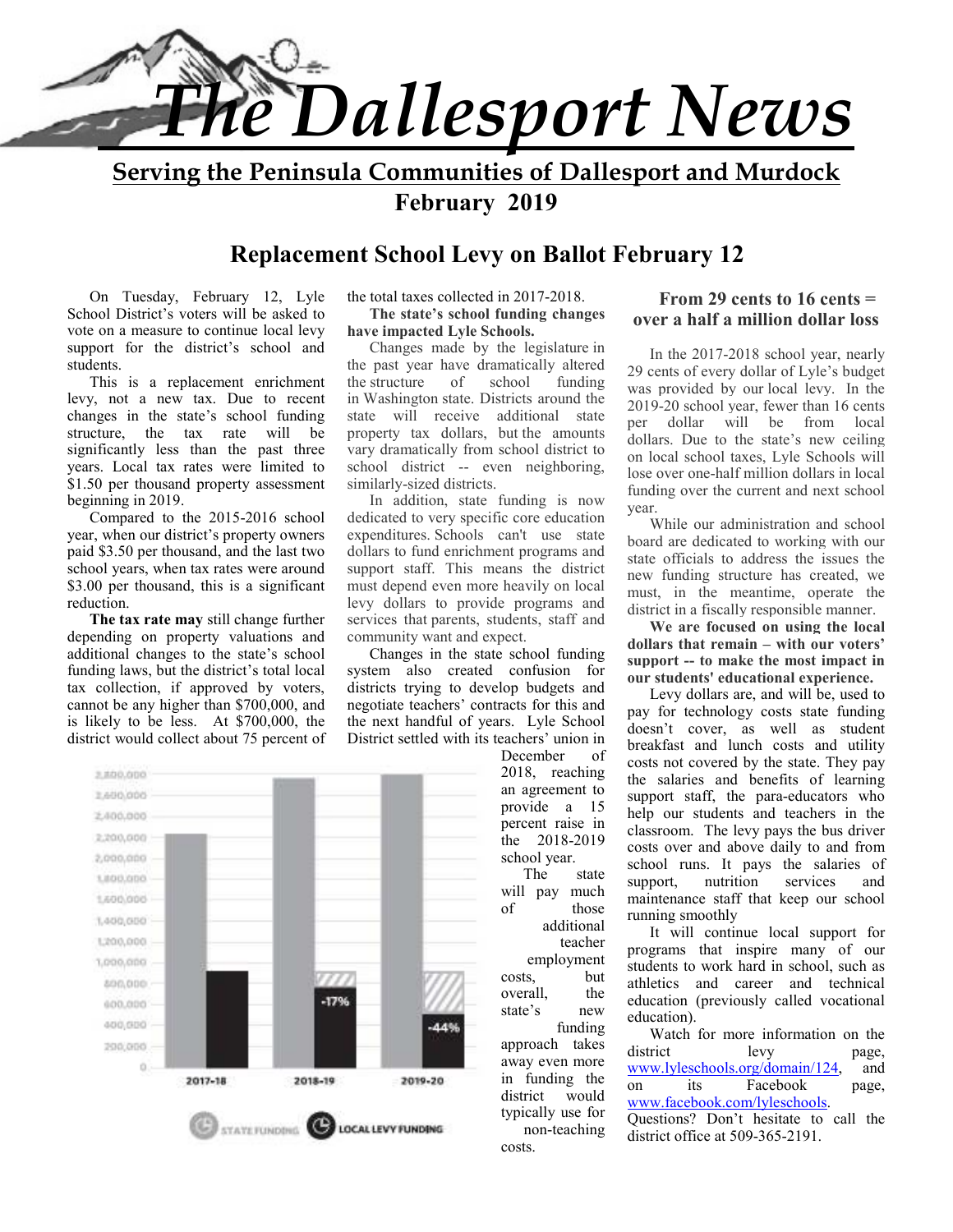# The Dallesport News

**Serving the Peninsula Communities of Dallesport and Murdock**

**February 2019**

## Replacement School Levy on Ballot February 12

On Tuesday, February 12, Lyle School District's voters will be asked to vote on a measure to continue local levy support for the district's school and students.

This is a replacement enrichment levy, not a new tax. Due to recent changes in the state's school funding structure, the tax rate will be significantly less than the past three years. Local tax rates were limited to $1.50 per thousand property assessment beginning in 2019.

Compared to the 2015-2016 school year, when our district's property owners paid $3.50 per thousand, and the last two school years, when tax rates were around $3.00 per thousand, this is a significant reduction.

**The tax rate may** still change further depending on property valuations and additional changes to the state's school funding laws, but the district's total local tax collection, if approved by voters, cannot be any higher than $700,000, and is likely to be less. At $700,000, the district would collect about 75 percent of the total taxes collected in 2017-2018.

**The state's school funding changes have impacted Lyle Schools.**

Changes made by the legislature in the past year have dramatically altered the structure of school funding in Washington state. Districts around the state will receive additional state property tax dollars, but the amounts vary dramatically from school district to school district -- even neighboring, similarly-sized districts.

In addition, state funding is now dedicated to very specific core education expenditures. Schools can't use state dollars to fund enrichment programs and support staff. This means the district must depend even more heavily on local levy dollars to provide programs and services that parents, students, staff and community want and expect.

Changes in the state school funding system also created confusion for districts trying to develop budgets and negotiate teachers' contracts for this and the next handful of years. Lyle School District settled with its teachers' union in December of 2018, reaching an agreement to provide a 15 percent raise in the 2018-2019 school year.

The state will pay much of those additional teacher employment costs, but overall, the state's new funding approach takes away even more in funding the district would typically use for non-teaching costs.

| | State Funding | Local Levy Funding |
|---|---|---|
| 2017-18 | ~2,200,000 | ~900,000 |
| 2018-19 | ~2,700,000 | ~750,000 (-17%) |
| 2019-20 | ~2,700,000 | ~500,000 (-44%) |

### From 29 cents to 16 cents = over a half a million dollar loss

In the 2017-2018 school year, nearly 29 cents of every dollar of Lyle's budget was provided by our local levy. In the 2019-20 school year, fewer than 16 cents per dollar will be from local dollars. Due to the state's new ceiling on local school taxes, Lyle Schools will lose over one-half million dollars in local funding over the current and next school year.

While our administration and school board are dedicated to working with our state officials to address the issues the new funding structure has created, we must, in the meantime, operate the district in a fiscally responsible manner.

**We are focused on using the local dollars that remain – with our voters' support -- to make the most impact in our students' educational experience.**

Levy dollars are, and will be, used to pay for technology costs state funding doesn't cover, as well as student breakfast and lunch costs and utility costs not covered by the state. They pay the salaries and benefits of learning support staff, the para-educators who help our students and teachers in the classroom. The levy pays the bus driver costs over and above daily to and from school runs. It pays the salaries of support, nutrition services and maintenance staff that keep our school running smoothly

It will continue local support for programs that inspire many of our students to work hard in school, such as athletics and career and technical education (previously called vocational education).

Watch for more information on the district levy page, www.lyleschools.org/domain/124, and on its Facebook page, www.facebook.com/lyleschools. Questions? Don't hesitate to call the district office at 509-365-2191.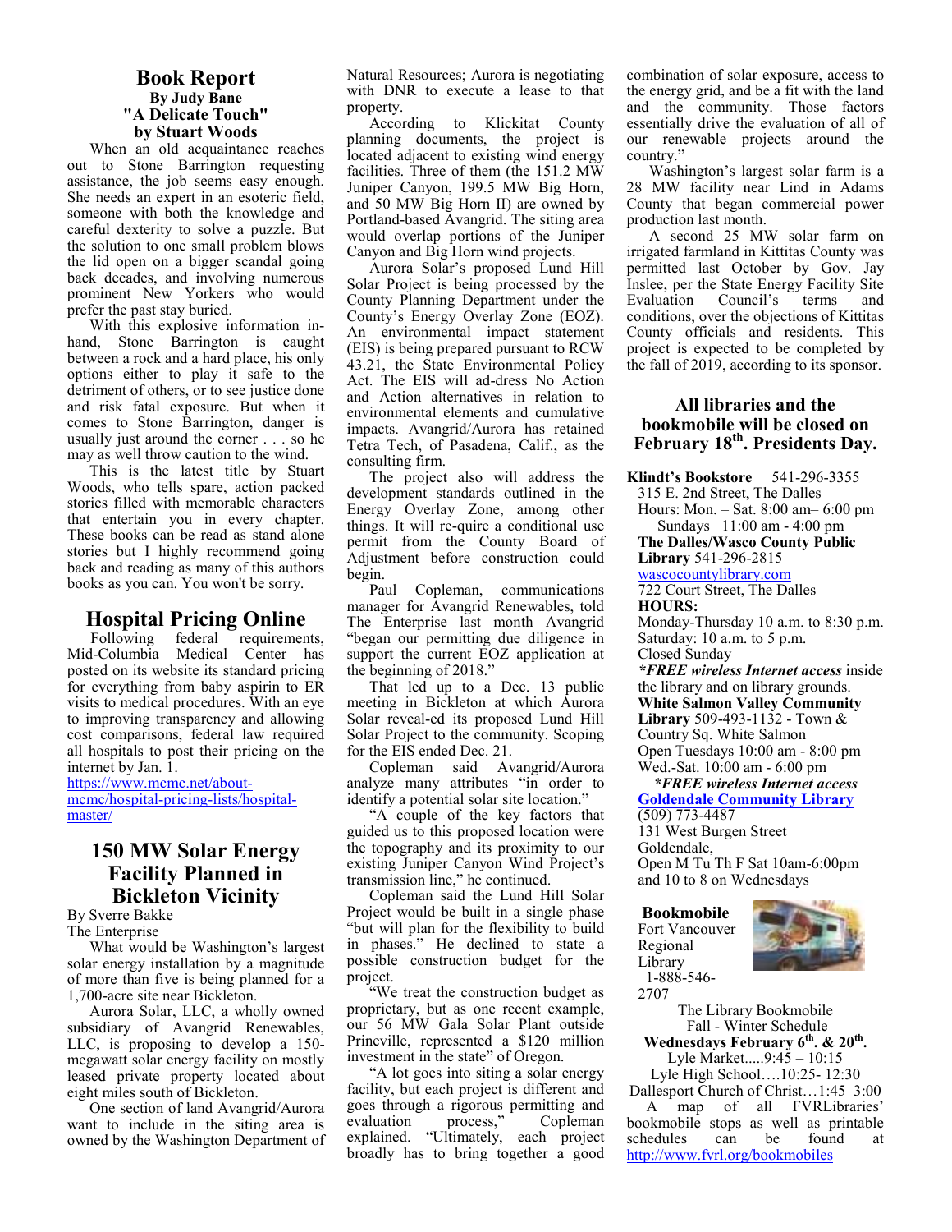## Book Report

**By Judy Bane**

**"A Delicate Touch"**

**by Stuart Woods**

When an old acquaintance reaches out to Stone Barrington requesting assistance, the job seems easy enough. She needs an expert in an esoteric field, someone with both the knowledge and careful dexterity to solve a puzzle. But the solution to one small problem blows the lid open on a bigger scandal going back decades, and involving numerous prominent New Yorkers who would prefer the past stay buried.

With this explosive information in-hand, Stone Barrington is caught between a rock and a hard place, his only options either to play it safe to the detriment of others, or to see justice done and risk fatal exposure. But when it comes to Stone Barrington, danger is usually just around the corner . . . so he may as well throw caution to the wind.

This is the latest title by Stuart Woods, who tells spare, action packed stories filled with memorable characters that entertain you in every chapter. These books can be read as stand alone stories but I highly recommend going back and reading as many of this authors books as you can. You won't be sorry.

## Hospital Pricing Online

Following federal requirements, Mid-Columbia Medical Center has posted on its website its standard pricing for everything from baby aspirin to ER visits to medical procedures. With an eye to improving transparency and allowing cost comparisons, federal law required all hospitals to post their pricing on the internet by Jan. 1.

https://www.mcmc.net/about-mcmc/hospital-pricing-lists/hospital-master/

## 150 MW Solar Energy Facility Planned in Bickleton Vicinity

By Sverre Bakke

The Enterprise

What would be Washington's largest solar energy installation by a magnitude of more than five is being planned for a 1,700-acre site near Bickleton.

Aurora Solar, LLC, a wholly owned subsidiary of Avangrid Renewables, LLC, is proposing to develop a 150-megawatt solar energy facility on mostly leased private property located about eight miles south of Bickleton.

One section of land Avangrid/Aurora want to include in the siting area is owned by the Washington Department of Natural Resources; Aurora is negotiating with DNR to execute a lease to that property.

According to Klickitat County planning documents, the project is located adjacent to existing wind energy facilities. Three of them (the 151.2 MW Juniper Canyon, 199.5 MW Big Horn, and 50 MW Big Horn II) are owned by Portland-based Avangrid. The siting area would overlap portions of the Juniper Canyon and Big Horn wind projects.

Aurora Solar's proposed Lund Hill Solar Project is being processed by the County Planning Department under the County's Energy Overlay Zone (EOZ). An environmental impact statement (EIS) is being prepared pursuant to RCW 43.21, the State Environmental Policy Act. The EIS will ad-dress No Action and Action alternatives in relation to environmental elements and cumulative impacts. Avangrid/Aurora has retained Tetra Tech, of Pasadena, Calif., as the consulting firm.

The project also will address the development standards outlined in the Energy Overlay Zone, among other things. It will re-quire a conditional use permit from the County Board of Adjustment before construction could begin.

Paul Copleman, communications manager for Avangrid Renewables, told The Enterprise last month Avangrid "began our permitting due diligence in support the current EOZ application at the beginning of 2018."

That led up to a Dec. 13 public meeting in Bickleton at which Aurora Solar reveal-ed its proposed Lund Hill Solar Project to the community. Scoping for the EIS ended Dec. 21.

Copleman said Avangrid/Aurora analyze many attributes "in order to identify a potential solar site location."

"A couple of the key factors that guided us to this proposed location were the topography and its proximity to our existing Juniper Canyon Wind Project's transmission line," he continued.

Copleman said the Lund Hill Solar Project would be built in a single phase "but will plan for the flexibility to build in phases." He declined to state a possible construction budget for the project.

"We treat the construction budget as proprietary, but as one recent example, our 56 MW Gala Solar Plant outside Prineville, represented a $120 million investment in the state" of Oregon.

"A lot goes into siting a solar energy facility, but each project is different and goes through a rigorous permitting and evaluation process," Copleman explained. "Ultimately, each project broadly has to bring together a good combination of solar exposure, access to the energy grid, and be a fit with the land and the community. Those factors essentially drive the evaluation of all of our renewable projects around the country."

Washington's largest solar farm is a 28 MW facility near Lind in Adams County that began commercial power production last month.

A second 25 MW solar farm on irrigated farmland in Kittitas County was permitted last October by Gov. Jay Inslee, per the State Energy Facility Site Evaluation Council's terms and conditions, over the objections of Kittitas County officials and residents. This project is expected to be completed by the fall of 2019, according to its sponsor.

### All libraries and the bookmobile will be closed on February 18th. Presidents Day.

**Klindt's Bookstore** 541-296-3355
315 E. 2nd Street, The Dalles
Hours: Mon. – Sat. 8:00 am– 6:00 pm
Sundays 11:00 am - 4:00 pm

**The Dalles/Wasco County Public Library** 541-296-2815
wascocountylibrary.com
722 Court Street, The Dalles
**HOURS:**
Monday-Thursday 10 a.m. to 8:30 p.m.
Saturday: 10 a.m. to 5 p.m.
Closed Sunday
***FREE wireless Internet access** inside the library and on library grounds.

**White Salmon Valley Community Library** 509-493-1132 - Town & Country Sq. White Salmon
Open Tuesdays 10:00 am - 8:00 pm
Wed.-Sat. 10:00 am - 6:00 pm
***FREE wireless Internet access***

**Goldendale Community Library**
(509) 773-4487
131 West Burgen Street
Goldendale,
Open M Tu Th F Sat 10am-6:00pm
and 10 to 8 on Wednesdays

**Bookmobile**
Fort Vancouver Regional Library
1-888-546-2707

The Library Bookmobile
Fall - Winter Schedule
**Wednesdays February 6th. & 20th.**
Lyle Market.....9:45 – 10:15
Lyle High School….10:25- 12:30
Dallesport Church of Christ…1:45–3:00

A map of all FVRLibraries' bookmobile stops as well as printable schedules can be found at http://www.fvrl.org/bookmobiles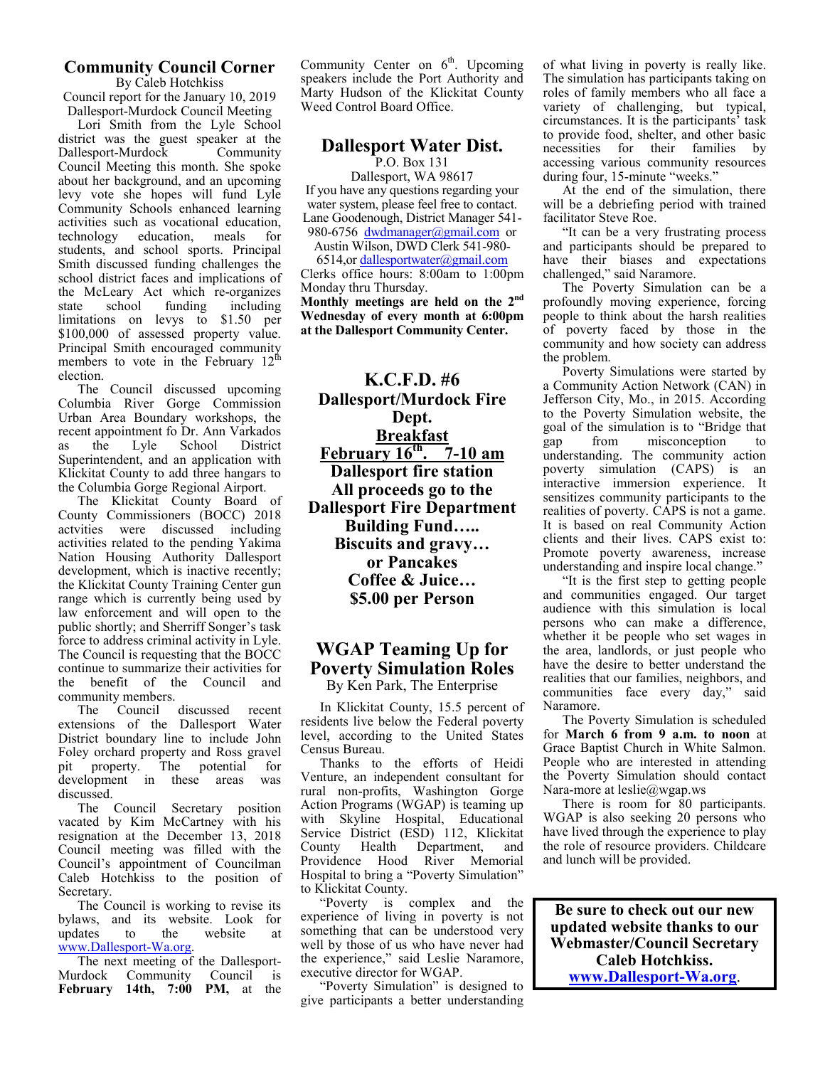## Community Council Corner

By Caleb Hotchkiss

Council report for the January 10, 2019 Dallesport-Murdock Council Meeting

Lori Smith from the Lyle School district was the guest speaker at the Dallesport-Murdock Community Council Meeting this month. She spoke about her background, and an upcoming levy vote she hopes will fund Lyle Community Schools enhanced learning activities such as vocational education, technology education, meals for students, and school sports. Principal Smith discussed funding challenges the school district faces and implications of the McLeary Act which re-organizes state school funding including limitations on levys to $1.50 per $100,000 of assessed property value. Principal Smith encouraged community members to vote in the February 12th election.

The Council discussed upcoming Columbia River Gorge Commission Urban Area Boundary workshops, the recent appointment fo Dr. Ann Varkados as the Lyle School District Superintendent, and an application with Klickitat County to add three hangars to the Columbia Gorge Regional Airport.

The Klickitat County Board of County Commissioners (BOCC) 2018 actvities were discussed including activities related to the pending Yakima Nation Housing Authority Dallesport development, which is inactive recently; the Klickitat County Training Center gun range which is currently being used by law enforcement and will open to the public shortly; and Sherriff Songer's task force to address criminal activity in Lyle. The Council is requesting that the BOCC continue to summarize their activities for the benefit of the Council and community members.

The Council discussed recent extensions of the Dallesport Water District boundary line to include John Foley orchard property and Ross gravel pit property. The potential for development in these areas was discussed.

The Council Secretary position vacated by Kim McCartney with his resignation at the December 13, 2018 Council meeting was filled with the Council's appointment of Councilman Caleb Hotchkiss to the position of Secretary.

The Council is working to revise its bylaws, and its website. Look for updates to the website at www.Dallesport-Wa.org.

The next meeting of the Dallesport-Murdock Community Council is **February 14th, 7:00 PM,** at the Community Center on 6th. Upcoming speakers include the Port Authority and Marty Hudson of the Klickitat County Weed Control Board Office.

## Dallesport Water Dist.

P.O. Box 131
Dallesport, WA 98617

If you have any questions regarding your water system, please feel free to contact. Lane Goodenough, District Manager 541-980-6756 dwdmanager@gmail.com or Austin Wilson, DWD Clerk 541-980-6514,or dallesportwater@gmail.com

Clerks office hours: 8:00am to 1:00pm Monday thru Thursday.

**Monthly meetings are held on the 2nd Wednesday of every month at 6:00pm at the Dallesport Community Center.**

## K.C.F.D. #6
## Dallesport/Murdock Fire Dept.

**Breakfast**

**February 16th. 7-10 am**

**Dallesport fire station**

**All proceeds go to the Dallesport Fire Department Building Fund…..**

**Biscuits and gravy…**
**or Pancakes**
**Coffee & Juice…**
**$5.00 per Person**

## WGAP Teaming Up for Poverty Simulation Roles

By Ken Park, The Enterprise

In Klickitat County, 15.5 percent of residents live below the Federal poverty level, according to the United States Census Bureau.

Thanks to the efforts of Heidi Venture, an independent consultant for rural non-profits, Washington Gorge Action Programs (WGAP) is teaming up with Skyline Hospital, Educational Service District (ESD) 112, Klickitat County Health Department, and Providence Hood River Memorial Hospital to bring a "Poverty Simulation" to Klickitat County.

"Poverty is complex and the experience of living in poverty is not something that can be understood very well by those of us who have never had the experience," said Leslie Naramore, executive director for WGAP.

"Poverty Simulation" is designed to give participants a better understanding of what living in poverty is really like. The simulation has participants taking on roles of family members who all face a variety of challenging, but typical, circumstances. It is the participants' task to provide food, shelter, and other basic necessities for their families by accessing various community resources during four, 15-minute "weeks."

At the end of the simulation, there will be a debriefing period with trained facilitator Steve Roe.

"It can be a very frustrating process and participants should be prepared to have their biases and expectations challenged," said Naramore.

The Poverty Simulation can be a profoundly moving experience, forcing people to think about the harsh realities of poverty faced by those in the community and how society can address the problem.

Poverty Simulations were started by a Community Action Network (CAN) in Jefferson City, Mo., in 2015. According to the Poverty Simulation website, the goal of the simulation is to "Bridge that gap from misconception to understanding. The community action poverty simulation (CAPS) is an interactive immersion experience. It sensitizes community participants to the realities of poverty. CAPS is not a game. It is based on real Community Action clients and their lives. CAPS exist to: Promote poverty awareness, increase understanding and inspire local change."

"It is the first step to getting people and communities engaged. Our target audience with this simulation is local persons who can make a difference, whether it be people who set wages in the area, landlords, or just people who have the desire to better understand the realities that our families, neighbors, and communities face every day," said Naramore.

The Poverty Simulation is scheduled for **March 6 from 9 a.m. to noon** at Grace Baptist Church in White Salmon. People who are interested in attending the Poverty Simulation should contact Nara-more at leslie@wgap.ws

There is room for 80 participants. WGAP is also seeking 20 persons who have lived through the experience to play the role of resource providers. Childcare and lunch will be provided.

**Be sure to check out our new updated website thanks to our Webmaster/Council Secretary Caleb Hotchkiss.**
**www.Dallesport-Wa.org**.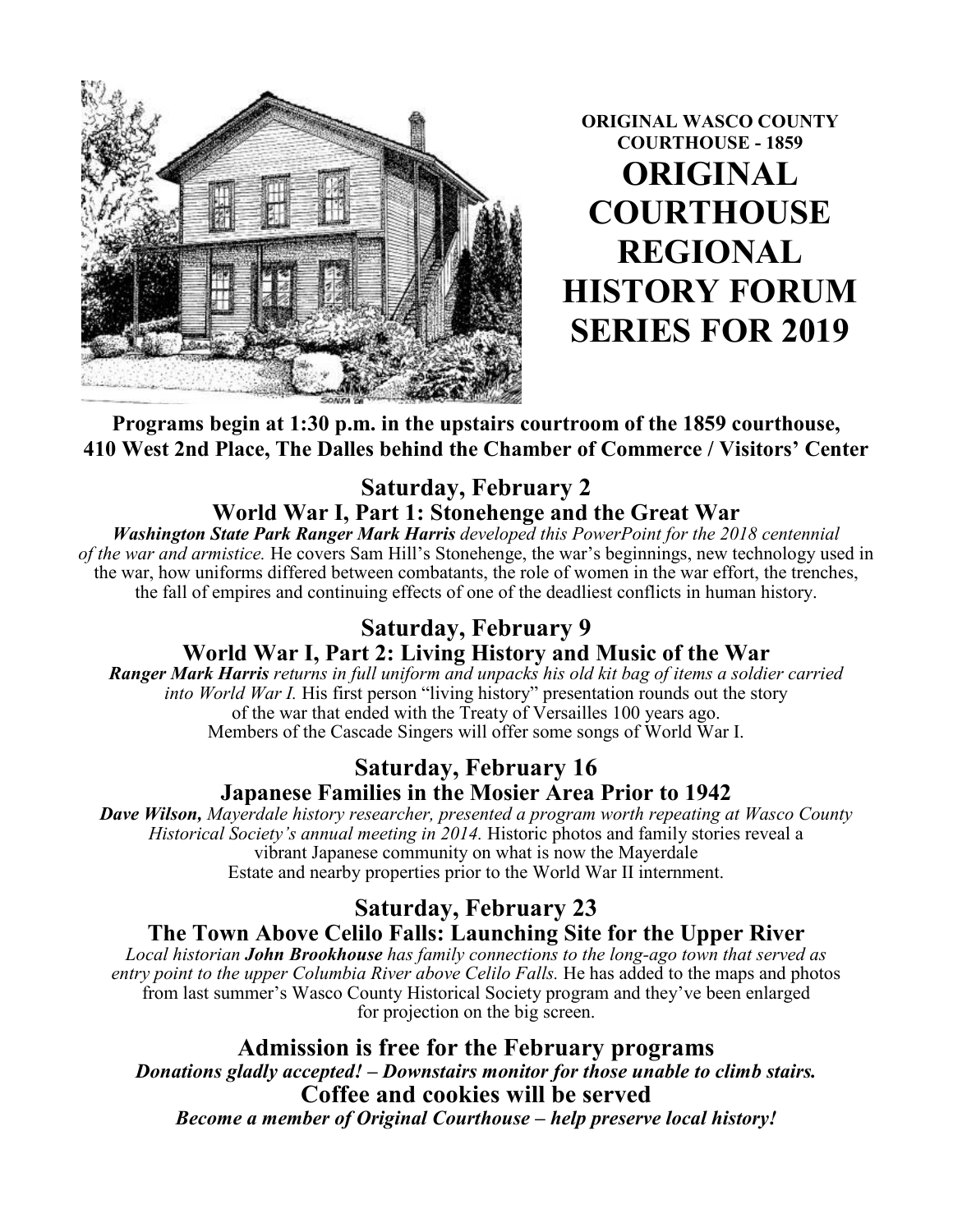**ORIGINAL WASCO COUNTY COURTHOUSE - 1859**

# ORIGINAL COURTHOUSE REGIONAL HISTORY FORUM SERIES FOR 2019

**Programs begin at 1:30 p.m. in the upstairs courtroom of the 1859 courthouse, 410 West 2nd Place, The Dalles behind the Chamber of Commerce / Visitors' Center**

## Saturday, February 2

### World War I, Part 1: Stonehenge and the Great War

***Washington State Park Ranger Mark Harris*** *developed this PowerPoint for the 2018 centennial of the war and armistice.* He covers Sam Hill's Stonehenge, the war's beginnings, new technology used in the war, how uniforms differed between combatants, the role of women in the war effort, the trenches, the fall of empires and continuing effects of one of the deadliest conflicts in human history.

## Saturday, February 9

### World War I, Part 2: Living History and Music of the War

***Ranger Mark Harris*** *returns in full uniform and unpacks his old kit bag of items a soldier carried into World War I.* His first person "living history" presentation rounds out the story of the war that ended with the Treaty of Versailles 100 years ago. Members of the Cascade Singers will offer some songs of World War I.

## Saturday, February 16

### Japanese Families in the Mosier Area Prior to 1942

***Dave Wilson,*** *Mayerdale history researcher, presented a program worth repeating at Wasco County Historical Society's annual meeting in 2014.* Historic photos and family stories reveal a vibrant Japanese community on what is now the Mayerdale Estate and nearby properties prior to the World War II internment.

## Saturday, February 23

### The Town Above Celilo Falls: Launching Site for the Upper River

*Local historian **John Brookhouse** has family connections to the long-ago town that served as entry point to the upper Columbia River above Celilo Falls.* He has added to the maps and photos from last summer's Wasco County Historical Society program and they've been enlarged for projection on the big screen.

## Admission is free for the February programs

***Donations gladly accepted! – Downstairs monitor for those unable to climb stairs.***

## Coffee and cookies will be served

***Become a member of Original Courthouse – help preserve local history!***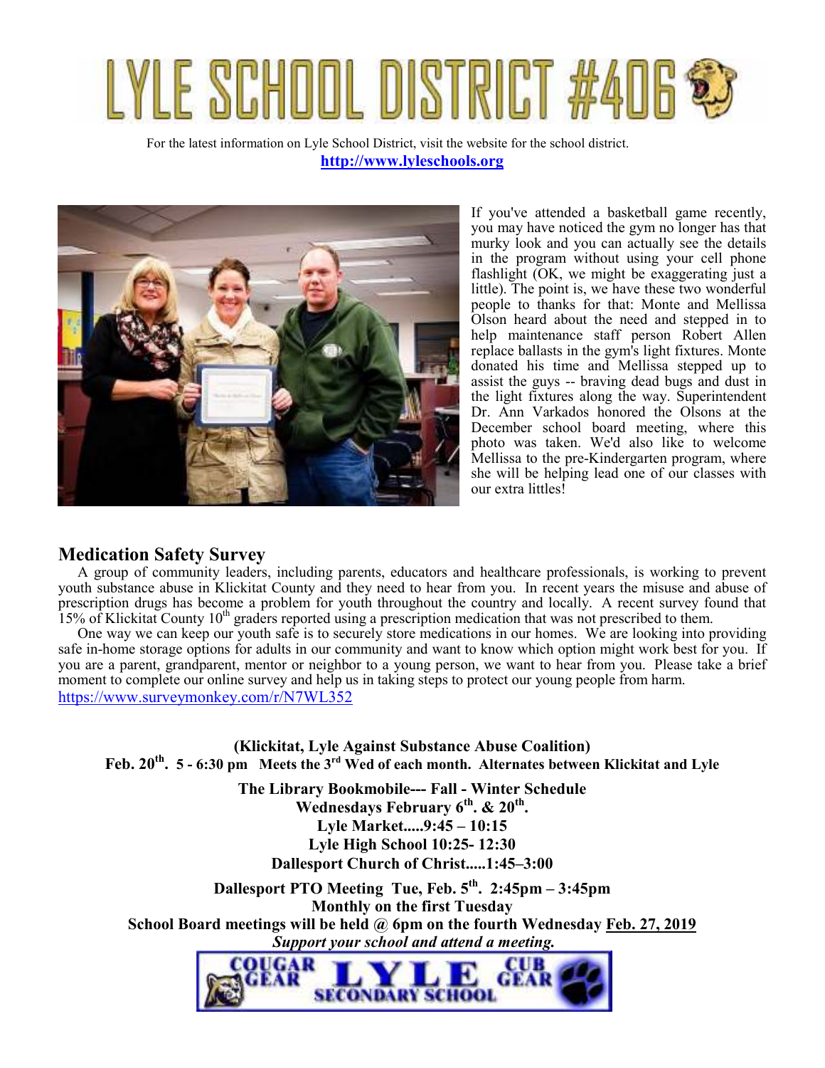# LYLE SCHOOL DISTRICT #406

For the latest information on Lyle School District, visit the website for the school district.
**http://www.lyleschools.org**

If you've attended a basketball game recently, you may have noticed the gym no longer has that murky look and you can actually see the details in the program without using your cell phone flashlight (OK, we might be exaggerating just a little). The point is, we have these two wonderful people to thanks for that: Monte and Mellissa Olson heard about the need and stepped in to help maintenance staff person Robert Allen replace ballasts in the gym's light fixtures. Monte donated his time and Mellissa stepped up to assist the guys -- braving dead bugs and dust in the light fixtures along the way. Superintendent Dr. Ann Varkados honored the Olsons at the December school board meeting, where this photo was taken. We'd also like to welcome Mellissa to the pre-Kindergarten program, where she will be helping lead one of our classes with our extra littles!

## Medication Safety Survey

A group of community leaders, including parents, educators and healthcare professionals, is working to prevent youth substance abuse in Klickitat County and they need to hear from you. In recent years the misuse and abuse of prescription drugs has become a problem for youth throughout the country and locally. A recent survey found that 15% of Klickitat County 10th graders reported using a prescription medication that was not prescribed to them.

One way we can keep our youth safe is to securely store medications in our homes. We are looking into providing safe in-home storage options for adults in our community and want to know which option might work best for you. If you are a parent, grandparent, mentor or neighbor to a young person, we want to hear from you. Please take a brief moment to complete our online survey and help us in taking steps to protect our young people from harm.
https://www.surveymonkey.com/r/N7WL352

**(Klickitat, Lyle Against Substance Abuse Coalition)**
**Feb. 20th. 5 - 6:30 pm Meets the 3rd Wed of each month. Alternates between Klickitat and Lyle**

**The Library Bookmobile--- Fall - Winter Schedule**
**Wednesdays February 6th. & 20th.**
**Lyle Market.....9:45 – 10:15**
**Lyle High School 10:25- 12:30**
**Dallesport Church of Christ.....1:45–3:00**

**Dallesport PTO Meeting Tue, Feb. 5th. 2:45pm – 3:45pm**
**Monthly on the first Tuesday**
**School Board meetings will be held @ 6pm on the fourth Wednesday Feb. 27, 2019**
***Support your school and attend a meeting.***

COUGAR GEAR LYLE SECONDARY SCHOOL CUB GEAR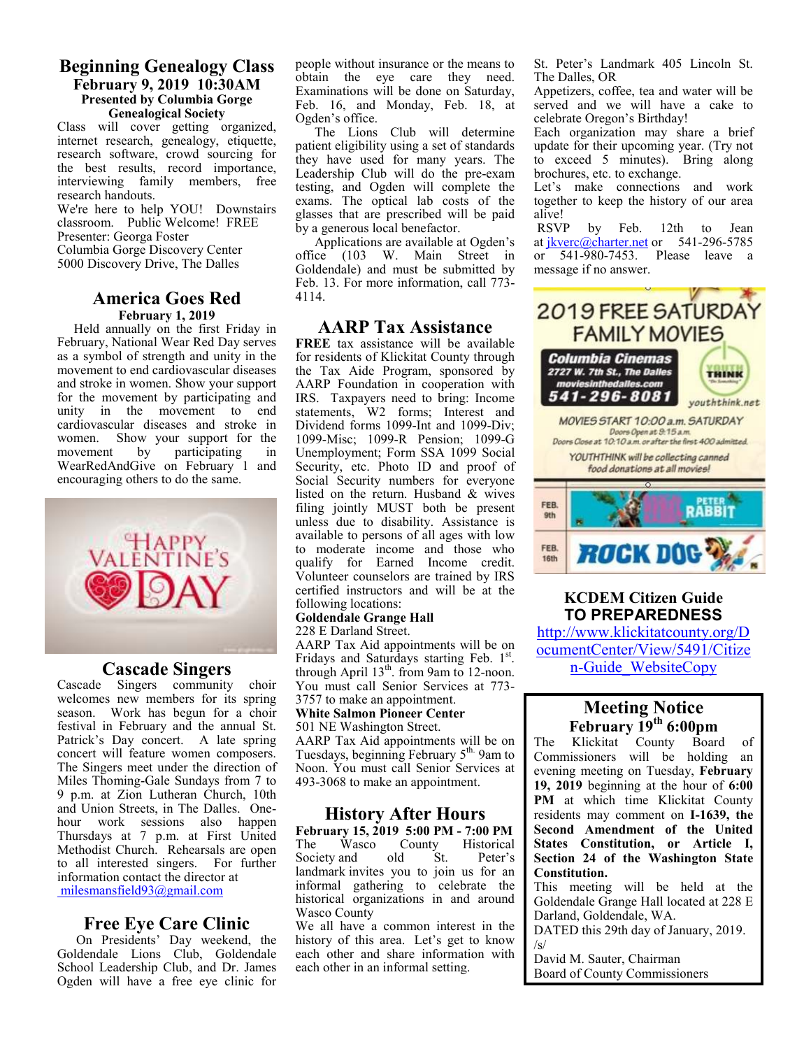## Beginning Genealogy Class

### February 9, 2019 10:30AM

**Presented by Columbia Gorge Genealogical Society**

Class will cover getting organized, internet research, genealogy, etiquette, research software, crowd sourcing for the best results, record importance, interviewing family members, free research handouts.

We're here to help YOU! Downstairs classroom. Public Welcome! FREE

Presenter: Georga Foster

Columbia Gorge Discovery Center

5000 Discovery Drive, The Dalles

## America Goes Red

**February 1, 2019**

Held annually on the first Friday in February, National Wear Red Day serves as a symbol of strength and unity in the movement to end cardiovascular diseases and stroke in women. Show your support for the movement by participating and unity in the movement to end cardiovascular diseases and stroke in women. Show your support for the movement by participating in WearRedAndGive on February 1 and encouraging others to do the same.

## Cascade Singers

Cascade Singers community choir welcomes new members for its spring season. Work has begun for a choir festival in February and the annual St. Patrick's Day concert. A late spring concert will feature women composers. The Singers meet under the direction of Miles Thoming-Gale Sundays from 7 to 9 p.m. at Zion Lutheran Church, 10th and Union Streets, in The Dalles. One-hour work sessions also happen Thursdays at 7 p.m. at First United Methodist Church. Rehearsals are open to all interested singers. For further information contact the director at milesmansfield93@gmail.com

## Free Eye Care Clinic

On Presidents' Day weekend, the Goldendale Lions Club, Goldendale School Leadership Club, and Dr. James Ogden will have a free eye clinic for people without insurance or the means to obtain the eye care they need. Examinations will be done on Saturday, Feb. 16, and Monday, Feb. 18, at Ogden's office.

The Lions Club will determine patient eligibility using a set of standards they have used for many years. The Leadership Club will do the pre-exam testing, and Ogden will complete the exams. The optical lab costs of the glasses that are prescribed will be paid by a generous local benefactor.

Applications are available at Ogden's office (103 W. Main Street in Goldendale) and must be submitted by Feb. 13. For more information, call 773-4114.

## AARP Tax Assistance

**FREE** tax assistance will be available for residents of Klickitat County through the Tax Aide Program, sponsored by AARP Foundation in cooperation with IRS. Taxpayers need to bring: Income statements, W2 forms; Interest and Dividend forms 1099-Int and 1099-Div; 1099-Misc; 1099-R Pension; 1099-G Unemployment; Form SSA 1099 Social Security, etc. Photo ID and proof of Social Security numbers for everyone listed on the return. Husband & wives filing jointly MUST both be present unless due to disability. Assistance is available to persons of all ages with low to moderate income and those who qualify for Earned Income credit. Volunteer counselors are trained by IRS certified instructors and will be at the following locations:

**Goldendale Grange Hall**

228 E Darland Street.

AARP Tax Aid appointments will be on Fridays and Saturdays starting Feb. 1st. through April 13th. from 9am to 12-noon. You must call Senior Services at 773-3757 to make an appointment.

**White Salmon Pioneer Center**

501 NE Washington Street.

AARP Tax Aid appointments will be on Tuesdays, beginning February 5th. 9am to Noon. You must call Senior Services at 493-3068 to make an appointment.

## History After Hours

**February 15, 2019 5:00 PM - 7:00 PM**

The Wasco County Historical Society and old St. Peter's landmark invites you to join us for an informal gathering to celebrate the historical organizations in and around Wasco County

We all have a common interest in the history of this area. Let's get to know each other and share information with each other in an informal setting.

St. Peter's Landmark 405 Lincoln St. The Dalles, OR

Appetizers, coffee, tea and water will be served and we will have a cake to celebrate Oregon's Birthday!

Each organization may share a brief update for their upcoming year. (Try not to exceed 5 minutes). Bring along brochures, etc. to exchange.

Let's make connections and work together to keep the history of our area alive!

RSVP by Feb. 12th to Jean at jkverc@charter.net or 541-296-5785 or 541-980-7453. Please leave a message if no answer.

## 2019 FREE SATURDAY FAMILY MOVIES

Columbia Cinemas
2727 W. 7th St., The Dalles
moviesinthedalles.com
541-296-8081

youththink.net

MOVIES START 10:00 a.m. SATURDAY
Doors Open at 9:15 a.m.
Doors Close at 10:10 a.m. or after the first 400 admitted.

YOUTHTHINK will be collecting canned food donations at all movies!

FEB. 9th — PETER RABBIT

FEB. 16th — ROCK DOG

## KCDEM Citizen Guide TO PREPAREDNESS

http://www.klickitatcounty.org/DocumentCenter/View/5491/Citizen-Guide_WebsiteCopy

## Meeting Notice

### February 19th 6:00pm

The Klickitat County Board of Commissioners will be holding an evening meeting on Tuesday, **February 19, 2019** beginning at the hour of **6:00 PM** at which time Klickitat County residents may comment on **I-1639, the Second Amendment of the United States Constitution, or Article I, Section 24 of the Washington State Constitution.**

This meeting will be held at the Goldendale Grange Hall located at 228 E Darland, Goldendale, WA.

DATED this 29th day of January, 2019.

/s/

David M. Sauter, Chairman

Board of County Commissioners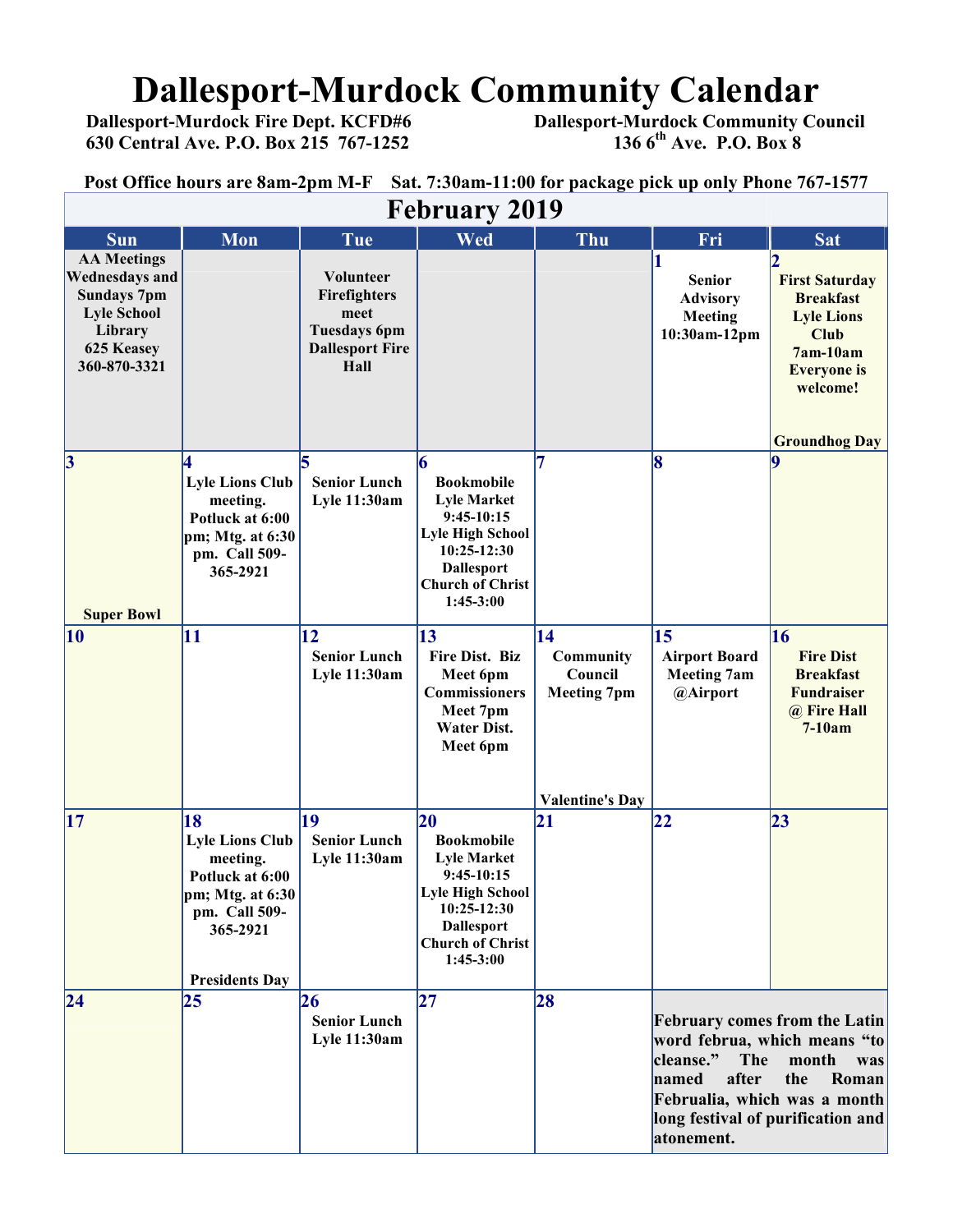# Dallesport-Murdock Community Calendar

**Dallesport-Murdock Fire Dept. KCFD#6**
**630 Central Ave. P.O. Box 215 767-1252**

**Dallesport-Murdock Community Council**
**136 6th Ave. P.O. Box 8**

**Post Office hours are 8am-2pm M-F Sat. 7:30am-11:00 for package pick up only Phone 767-1577**

## February 2019

| Sun | Mon | Tue | Wed | Thu | Fri | Sat |
|---|---|---|---|---|---|---|
| AA Meetings Wednesdays and Sundays 7pm Lyle School Library 625 Keasey 360-870-3321 | | Volunteer Firefighters meet Tuesdays 6pm Dallesport Fire Hall | | | 1 Senior Advisory Meeting 10:30am-12pm | 2 First Saturday Breakfast Lyle Lions Club 7am-10am Everyone is welcome! Groundhog Day |
| 3 Super Bowl | 4 Lyle Lions Club meeting. Potluck at 6:00 pm; Mtg. at 6:30 pm. Call 509-365-2921 | 5 Senior Lunch Lyle 11:30am | 6 Bookmobile Lyle Market 9:45-10:15 Lyle High School 10:25-12:30 Dallesport Church of Christ 1:45-3:00 | 7 | 8 | 9 |
| 10 | 11 | 12 Senior Lunch Lyle 11:30am | 13 Fire Dist. Biz Meet 6pm Commissioners Meet 7pm Water Dist. Meet 6pm | 14 Community Council Meeting 7pm Valentine's Day | 15 Airport Board Meeting 7am @Airport | 16 Fire Dist Breakfast Fundraiser @ Fire Hall 7-10am |
| 17 | 18 Lyle Lions Club meeting. Potluck at 6:00 pm; Mtg. at 6:30 pm. Call 509-365-2921 Presidents Day | 19 Senior Lunch Lyle 11:30am | 20 Bookmobile Lyle Market 9:45-10:15 Lyle High School 10:25-12:30 Dallesport Church of Christ 1:45-3:00 | 21 | 22 | 23 |
| 24 | 25 | 26 Senior Lunch Lyle 11:30am | 27 | 28 | February comes from the Latin word februa, which means "to cleanse." The month was named after the Roman Februalia, which was a month long festival of purification and atonement. | |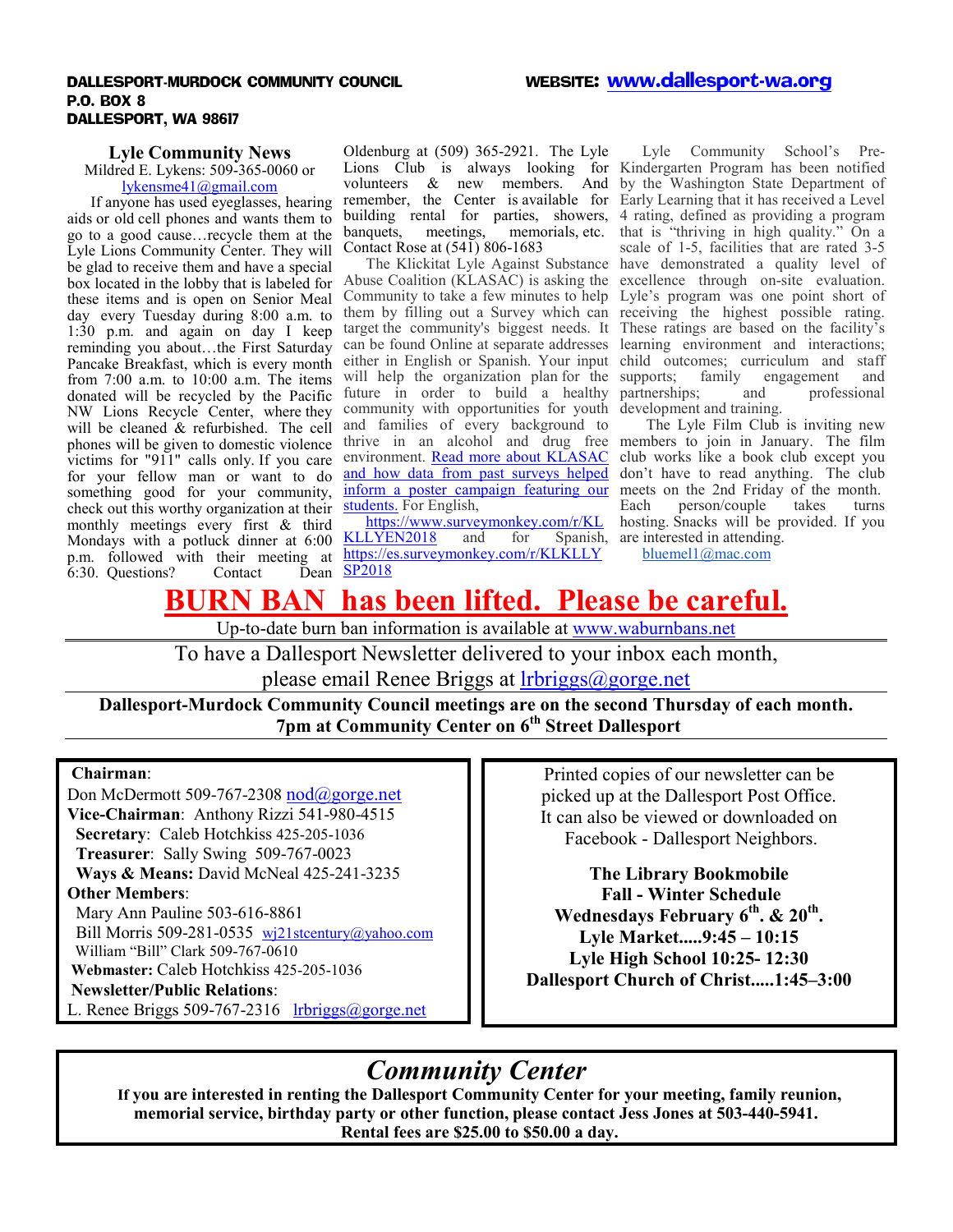**DALLESPORT-MURDOCK COMMUNITY COUNCIL**
**P.O. BOX 8**
**DALLESPORT, WA 98617**

**WEBSITE: www.dallesport-wa.org**

## Lyle Community News

Mildred E. Lykens: 509-365-0060 or lykensme41@gmail.com

If anyone has used eyeglasses, hearing aids or old cell phones and wants them to go to a good cause…recycle them at the Lyle Lions Community Center. They will be glad to receive them and have a special box located in the lobby that is labeled for these items and is open on Senior Meal day every Tuesday during 8:00 a.m. to 1:30 p.m. and again on day I keep reminding you about…the First Saturday Pancake Breakfast, which is every month from 7:00 a.m. to 10:00 a.m. The items donated will be recycled by the Pacific NW Lions Recycle Center, where they will be cleaned & refurbished. The cell phones will be given to domestic violence victims for "911" calls only. If you care for your fellow man or want to do something good for your community, check out this worthy organization at their monthly meetings every first & third Mondays with a potluck dinner at 6:00 p.m. followed with their meeting at 6:30. Questions? Contact Dean Oldenburg at (509) 365-2921. The Lyle Lions Club is always looking for volunteers & new members. And remember, the Center is available for building rental for parties, showers, banquets, meetings, memorials, etc. Contact Rose at (541) 806-1683

The Klickitat Lyle Against Substance Abuse Coalition (KLASAC) is asking the Community to take a few minutes to help them by filling out a Survey which can target the community's biggest needs. It can be found Online at separate addresses either in English or Spanish. Your input will help the organization plan for the future in order to build a healthy community with opportunities for youth and families of every background to thrive in an alcohol and drug free environment. Read more about KLASAC and how data from past surveys helped inform a poster campaign featuring our students. For English, https://www.surveymonkey.com/r/KLKLLYEN2018 and for Spanish, https://es.surveymonkey.com/r/KLKLLYSP2018

Lyle Community School's Pre-Kindergarten Program has been notified by the Washington State Department of Early Learning that it has received a Level 4 rating, defined as providing a program that is "thriving in high quality." On a scale of 1-5, facilities that are rated 3-5 have demonstrated a quality level of excellence through on-site evaluation. Lyle's program was one point short of receiving the highest possible rating. These ratings are based on the facility's learning environment and interactions; child outcomes; curriculum and staff supports; family engagement and partnerships; and professional development and training.

The Lyle Film Club is inviting new members to join in January. The film club works like a book club except you don't have to read anything. The club meets on the 2nd Friday of the month. Each person/couple takes turns hosting. Snacks will be provided. If you are interested in attending.
bluemel1@mac.com

# BURN BAN has been lifted. Please be careful.

Up-to-date burn ban information is available at www.waburnbans.net

To have a Dallesport Newsletter delivered to your inbox each month, please email Renee Briggs at lrbriggs@gorge.net

**Dallesport-Murdock Community Council meetings are on the second Thursday of each month. 7pm at Community Center on 6th Street Dallesport**

**Chairman**:
Don McDermott 509-767-2308 nod@gorge.net
**Vice-Chairman**: Anthony Rizzi 541-980-4515
**Secretary**: Caleb Hotchkiss 425-205-1036
**Treasurer**: Sally Swing 509-767-0023
**Ways & Means:** David McNeal 425-241-3235
**Other Members**:
Mary Ann Pauline 503-616-8861
Bill Morris 509-281-0535 wj21stcentury@yahoo.com
William "Bill" Clark 509-767-0610
**Webmaster:** Caleb Hotchkiss 425-205-1036
**Newsletter/Public Relations**:
L. Renee Briggs 509-767-2316 lrbriggs@gorge.net

Printed copies of our newsletter can be picked up at the Dallesport Post Office. It can also be viewed or downloaded on Facebook - Dallesport Neighbors.

**The Library Bookmobile**
**Fall - Winter Schedule**
**Wednesdays February 6th. & 20th.**
**Lyle Market.....9:45 – 10:15**
**Lyle High School 10:25- 12:30**
**Dallesport Church of Christ.....1:45–3:00**

## *Community Center*

**If you are interested in renting the Dallesport Community Center for your meeting, family reunion, memorial service, birthday party or other function, please contact Jess Jones at 503-440-5941. Rental fees are $25.00 to $50.00 a day.**